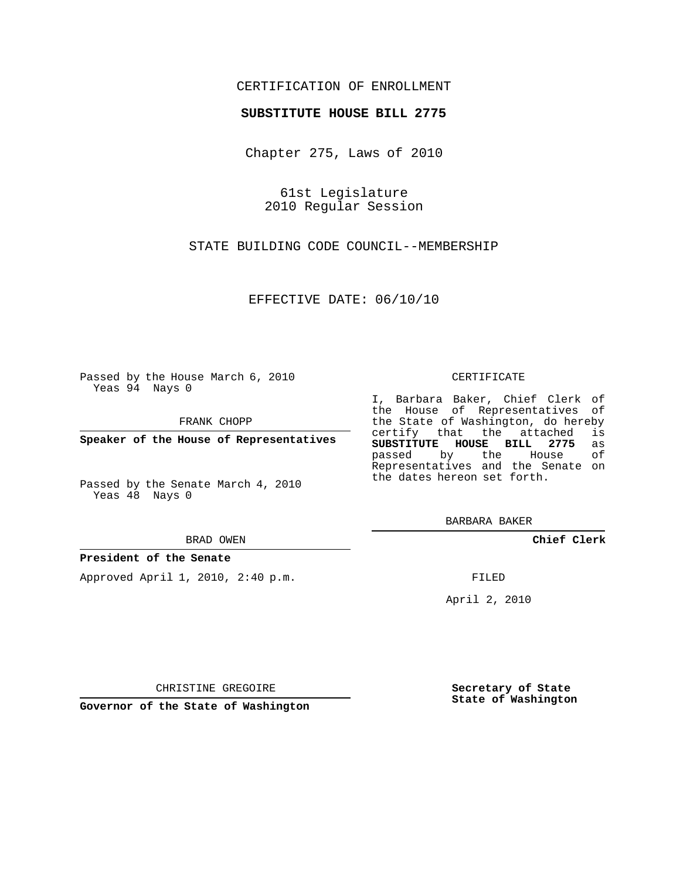CERTIFICATION OF ENROLLMENT

**SUBSTITUTE HOUSE BILL 2775**

Chapter 275, Laws of 2010

61st Legislature
2010 Regular Session

STATE BUILDING CODE COUNCIL--MEMBERSHIP

EFFECTIVE DATE: 06/10/10

Passed by the House March 6, 2010
Yeas 94 Nays 0

FRANK CHOPP

**Speaker of the House of Representatives**

Passed by the Senate March 4, 2010
Yeas 48 Nays 0

BRAD OWEN

**President of the Senate**

Approved April 1, 2010, 2:40 p.m.

CHRISTINE GREGOIRE

**Governor of the State of Washington**

CERTIFICATE

I, Barbara Baker, Chief Clerk of the House of Representatives of the State of Washington, do hereby certify that the attached is **SUBSTITUTE HOUSE BILL 2775** as passed by the House of Representatives and the Senate on the dates hereon set forth.

BARBARA BAKER

**Chief Clerk**

FILED

April 2, 2010

**Secretary of State**
**State of Washington**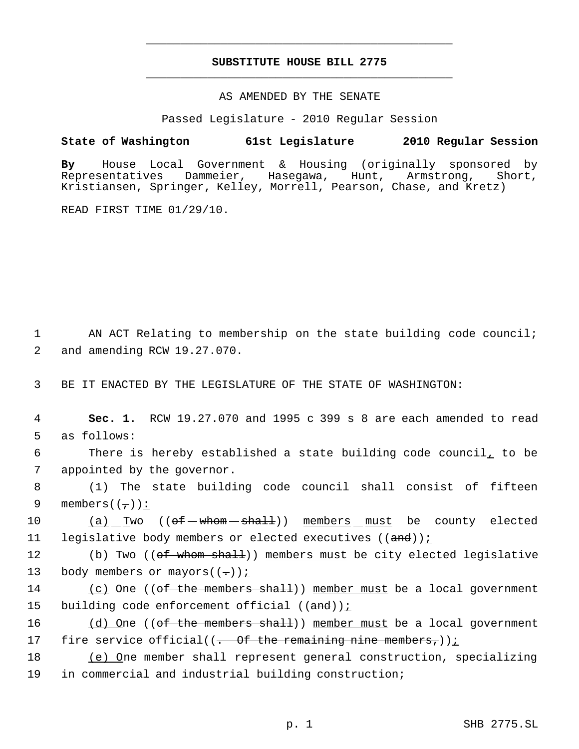# SUBSTITUTE HOUSE BILL 2775

AS AMENDED BY THE SENATE

Passed Legislature - 2010 Regular Session

**State of Washington 61st Legislature 2010 Regular Session**

**By** House Local Government & Housing (originally sponsored by Representatives Dammeier, Hasegawa, Hunt, Armstrong, Short, Kristiansen, Springer, Kelley, Morrell, Pearson, Chase, and Kretz)

READ FIRST TIME 01/29/10.

AN ACT Relating to membership on the state building code council; and amending RCW 19.27.070.

BE IT ENACTED BY THE LEGISLATURE OF THE STATE OF WASHINGTON:

**Sec. 1.** RCW 19.27.070 and 1995 c 399 s 8 are each amended to read as follows:

There is hereby established a state building code council, to be appointed by the governor.

(1) The state building code council shall consist of fifteen members((,)):

(a) Two ((of whom shall)) members must be county elected legislative body members or elected executives ((and));

(b) Two ((of whom shall)) members must be city elected legislative body members or mayors((.));

(c) One ((of the members shall)) member must be a local government building code enforcement official ((and));

(d) One ((of the members shall)) member must be a local government fire service official((. Of the remaining nine members,));

(e) One member shall represent general construction, specializing in commercial and industrial building construction;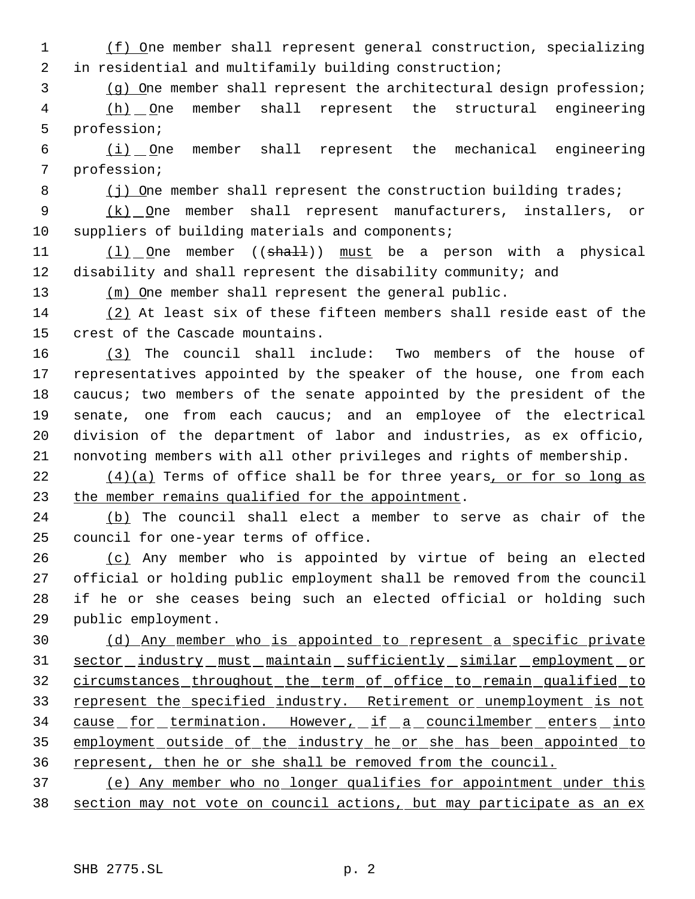(f) One member shall represent general construction, specializing in residential and multifamily building construction;

(g) One member shall represent the architectural design profession;

(h) One member shall represent the structural engineering profession;

(i) One member shall represent the mechanical engineering profession;

(j) One member shall represent the construction building trades;

(k) One member shall represent manufacturers, installers, or suppliers of building materials and components;

(l) One member ((~~shall~~)) must be a person with a physical disability and shall represent the disability community; and

(m) One member shall represent the general public.

(2) At least six of these fifteen members shall reside east of the crest of the Cascade mountains.

(3) The council shall include: Two members of the house of representatives appointed by the speaker of the house, one from each caucus; two members of the senate appointed by the president of the senate, one from each caucus; and an employee of the electrical division of the department of labor and industries, as ex officio, nonvoting members with all other privileges and rights of membership.

(4)(a) Terms of office shall be for three years, or for so long as the member remains qualified for the appointment.

(b) The council shall elect a member to serve as chair of the council for one-year terms of office.

(c) Any member who is appointed by virtue of being an elected official or holding public employment shall be removed from the council if he or she ceases being such an elected official or holding such public employment.

(d) Any member who is appointed to represent a specific private sector industry must maintain sufficiently similar employment or circumstances throughout the term of office to remain qualified to represent the specified industry. Retirement or unemployment is not cause for termination. However, if a councilmember enters into employment outside of the industry he or she has been appointed to represent, then he or she shall be removed from the council.

(e) Any member who no longer qualifies for appointment under this section may not vote on council actions, but may participate as an ex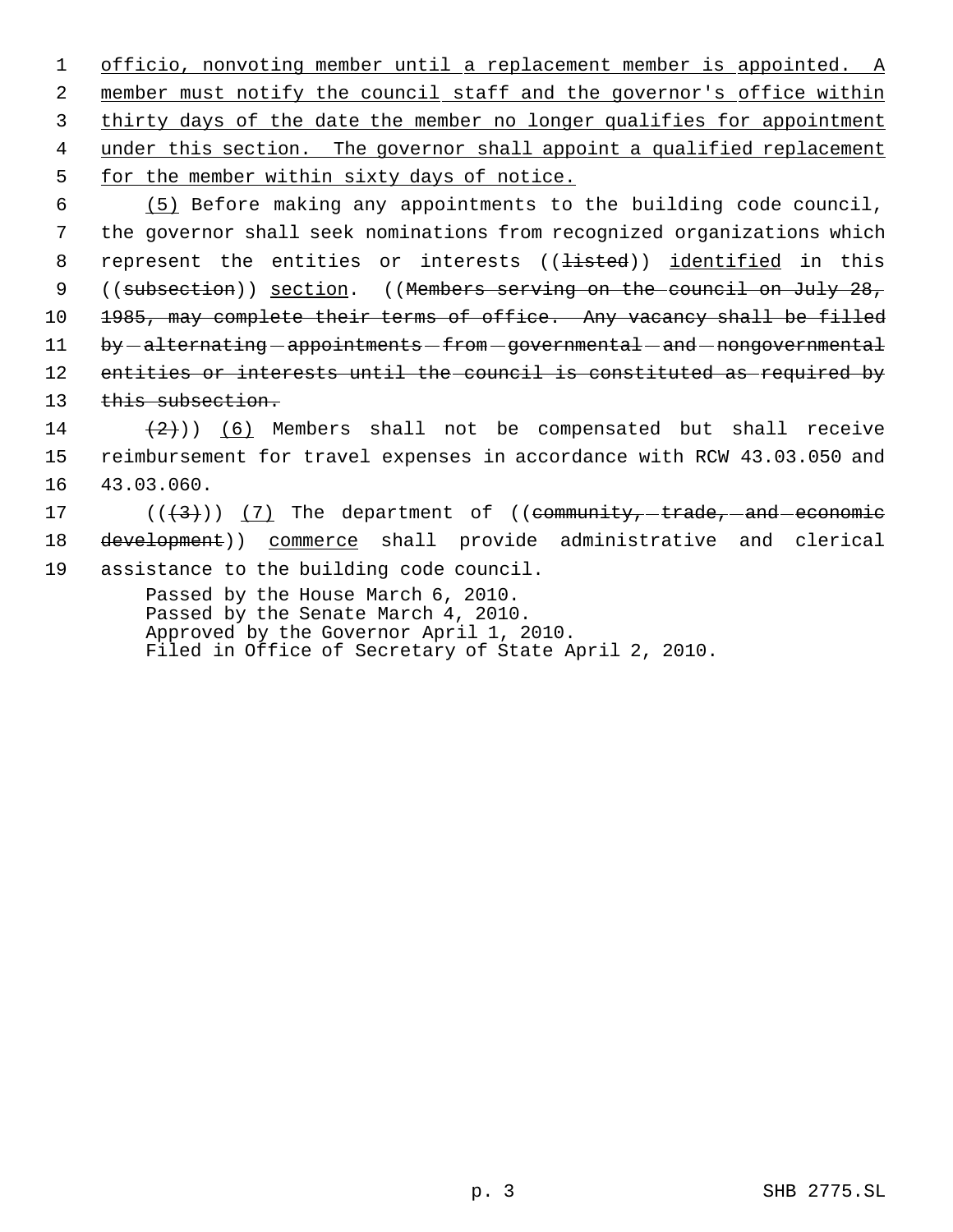officio, nonvoting member until a replacement member is appointed. A member must notify the council staff and the governor's office within thirty days of the date the member no longer qualifies for appointment under this section. The governor shall appoint a qualified replacement for the member within sixty days of notice.

(5) Before making any appointments to the building code council, the governor shall seek nominations from recognized organizations which represent the entities or interests ((~~listed~~)) identified in this ((~~subsection~~)) section. ((~~Members serving on the council on July 28, 1985, may complete their terms of office. Any vacancy shall be filled by alternating appointments from governmental and nongovernmental entities or interests until the council is constituted as required by this subsection.~~

~~(2)~~)) (6) Members shall not be compensated but shall receive reimbursement for travel expenses in accordance with RCW 43.03.050 and 43.03.060.

((~~(3)~~)) (7) The department of ((~~community, trade, and economic development~~)) commerce shall provide administrative and clerical assistance to the building code council.

Passed by the House March 6, 2010.
Passed by the Senate March 4, 2010.
Approved by the Governor April 1, 2010.
Filed in Office of Secretary of State April 2, 2010.